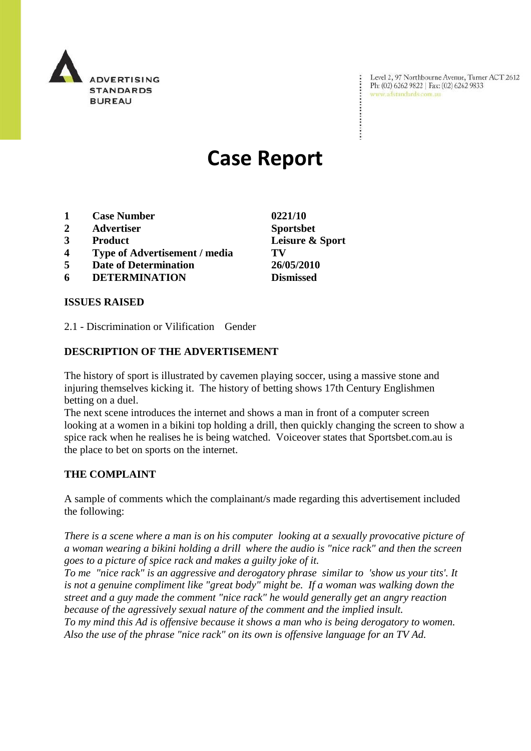ADVERTISING STANDARDS BUREAU

Level 2, 97 Northbourne Avenue, Turner ACT 2612
Ph: (02) 6262 9822 | Fax: (02) 6262 9833
www.adstandards.com.au

# Case Report

| | | |
|---|---|---|
| **1** | **Case Number** | **0221/10** |
| **2** | **Advertiser** | **Sportsbet** |
| **3** | **Product** | **Leisure & Sport** |
| **4** | **Type of Advertisement / media** | **TV** |
| **5** | **Date of Determination** | **26/05/2010** |
| **6** | **DETERMINATION** | **Dismissed** |

## ISSUES RAISED

2.1 - Discrimination or Vilification Gender

## DESCRIPTION OF THE ADVERTISEMENT

The history of sport is illustrated by cavemen playing soccer, using a massive stone and injuring themselves kicking it. The history of betting shows 17th Century Englishmen betting on a duel.
The next scene introduces the internet and shows a man in front of a computer screen looking at a women in a bikini top holding a drill, then quickly changing the screen to show a spice rack when he realises he is being watched. Voiceover states that Sportsbet.com.au is the place to bet on sports on the internet.

## THE COMPLAINT

A sample of comments which the complainant/s made regarding this advertisement included the following:

*There is a scene where a man is on his computer looking at a sexually provocative picture of a woman wearing a bikini holding a drill where the audio is "nice rack" and then the screen goes to a picture of spice rack and makes a guilty joke of it.*
*To me "nice rack" is an aggressive and derogatory phrase similar to 'show us your tits'. It is not a genuine compliment like "great body" might be. If a woman was walking down the street and a guy made the comment "nice rack" he would generally get an angry reaction because of the agressively sexual nature of the comment and the implied insult.*
*To my mind this Ad is offensive because it shows a man who is being derogatory to women. Also the use of the phrase "nice rack" on its own is offensive language for an TV Ad.*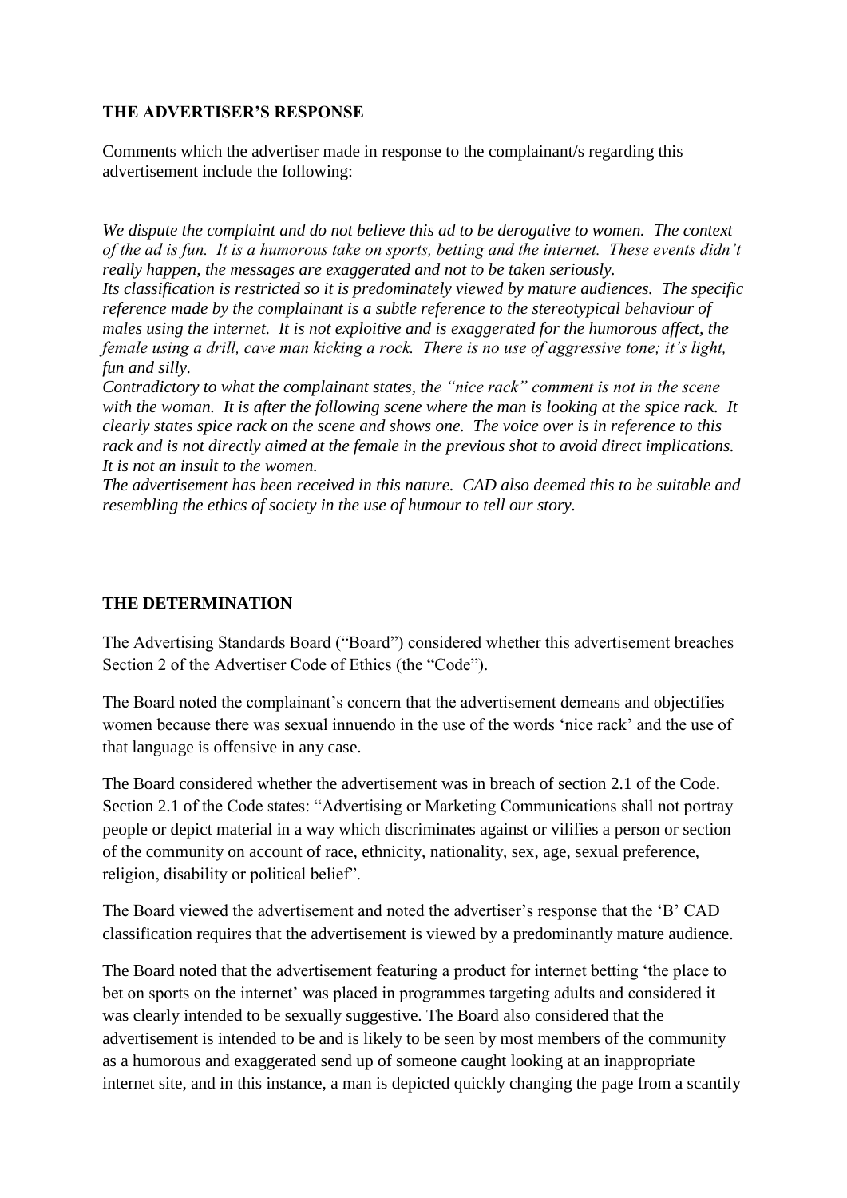**THE ADVERTISER'S RESPONSE**

Comments which the advertiser made in response to the complainant/s regarding this advertisement include the following:

*We dispute the complaint and do not believe this ad to be derogative to women. The context of the ad is fun. It is a humorous take on sports, betting and the internet. These events didn't really happen, the messages are exaggerated and not to be taken seriously.*
*Its classification is restricted so it is predominately viewed by mature audiences. The specific reference made by the complainant is a subtle reference to the stereotypical behaviour of males using the internet. It is not exploitive and is exaggerated for the humorous affect, the female using a drill, cave man kicking a rock. There is no use of aggressive tone; it's light, fun and silly.*
*Contradictory to what the complainant states, the "nice rack" comment is not in the scene with the woman. It is after the following scene where the man is looking at the spice rack. It clearly states spice rack on the scene and shows one. The voice over is in reference to this rack and is not directly aimed at the female in the previous shot to avoid direct implications. It is not an insult to the women.*
*The advertisement has been received in this nature. CAD also deemed this to be suitable and resembling the ethics of society in the use of humour to tell our story.*

**THE DETERMINATION**

The Advertising Standards Board ("Board") considered whether this advertisement breaches Section 2 of the Advertiser Code of Ethics (the "Code").

The Board noted the complainant's concern that the advertisement demeans and objectifies women because there was sexual innuendo in the use of the words 'nice rack' and the use of that language is offensive in any case.

The Board considered whether the advertisement was in breach of section 2.1 of the Code. Section 2.1 of the Code states: "Advertising or Marketing Communications shall not portray people or depict material in a way which discriminates against or vilifies a person or section of the community on account of race, ethnicity, nationality, sex, age, sexual preference, religion, disability or political belief".

The Board viewed the advertisement and noted the advertiser's response that the 'B' CAD classification requires that the advertisement is viewed by a predominantly mature audience.

The Board noted that the advertisement featuring a product for internet betting 'the place to bet on sports on the internet' was placed in programmes targeting adults and considered it was clearly intended to be sexually suggestive. The Board also considered that the advertisement is intended to be and is likely to be seen by most members of the community as a humorous and exaggerated send up of someone caught looking at an inappropriate internet site, and in this instance, a man is depicted quickly changing the page from a scantily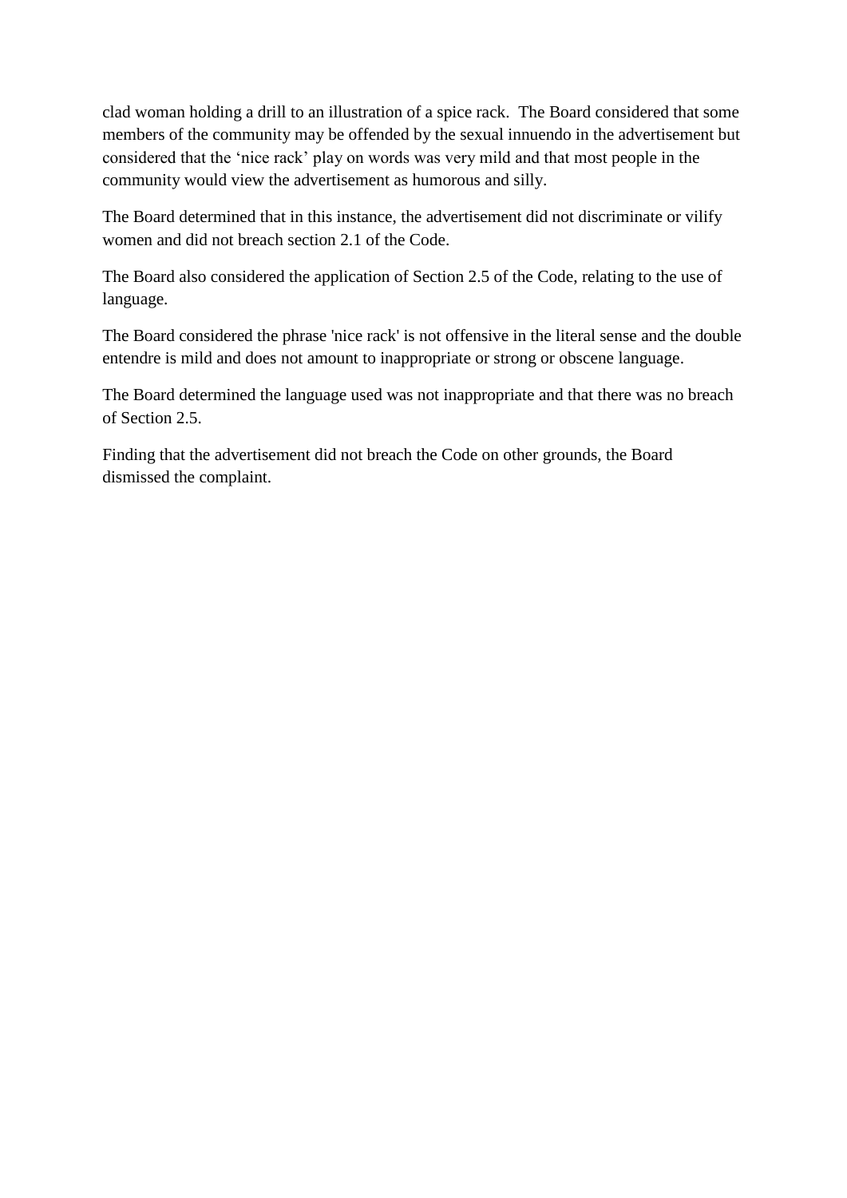clad woman holding a drill to an illustration of a spice rack.  The Board considered that some members of the community may be offended by the sexual innuendo in the advertisement but considered that the ‘nice rack’ play on words was very mild and that most people in the community would view the advertisement as humorous and silly.

The Board determined that in this instance, the advertisement did not discriminate or vilify women and did not breach section 2.1 of the Code.

The Board also considered the application of Section 2.5 of the Code, relating to the use of language.

The Board considered the phrase 'nice rack' is not offensive in the literal sense and the double entendre is mild and does not amount to inappropriate or strong or obscene language.

The Board determined the language used was not inappropriate and that there was no breach of Section 2.5.

Finding that the advertisement did not breach the Code on other grounds, the Board dismissed the complaint.